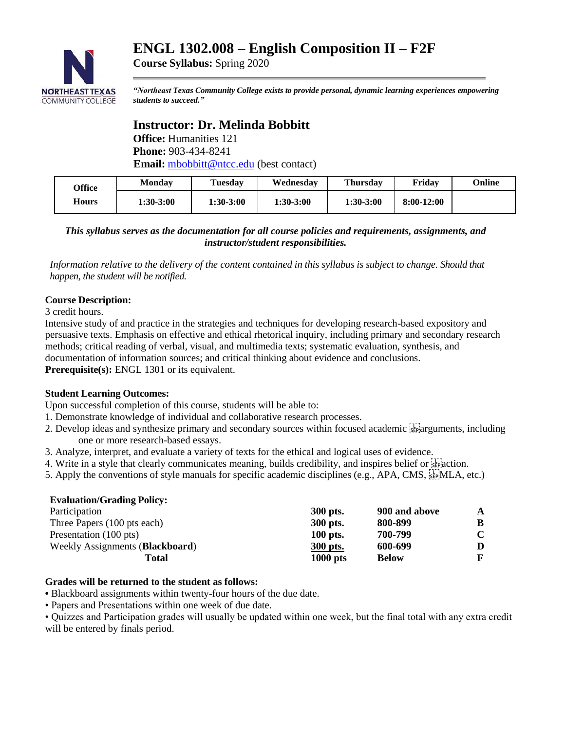# ENGL 1302.008 – English Composition II – F2F

**Course Syllabus:** Spring 2020

***"Northeast Texas Community College exists to provide personal, dynamic learning experiences empowering students to succeed."***

## Instructor: Dr. Melinda Bobbitt

**Office:** Humanities 121
**Phone:** 903-434-8241
**Email:** mbobbitt@ntcc.edu (best contact)

| Office Hours | Monday | Tuesday | Wednesday | Thursday | Friday | Online |
|---|---|---|---|---|---|---|
| | 1:30-3:00 | 1:30-3:00 | 1:30-3:00 | 1:30-3:00 | 8:00-12:00 | |

***This syllabus serves as the documentation for all course policies and requirements, assignments, and instructor/student responsibilities.***

*Information relative to the delivery of the content contained in this syllabus is subject to change. Should that happen, the student will be notified.*

**Course Description:**
3 credit hours.
Intensive study of and practice in the strategies and techniques for developing research-based expository and persuasive texts. Emphasis on effective and ethical rhetorical inquiry, including primary and secondary research methods; critical reading of verbal, visual, and multimedia texts; systematic evaluation, synthesis, and documentation of information sources; and critical thinking about evidence and conclusions.
**Prerequisite(s):** ENGL 1301 or its equivalent.

**Student Learning Outcomes:**
Upon successful completion of this course, students will be able to:
1. Demonstrate knowledge of individual and collaborative research processes.
2. Develop ideas and synthesize primary and secondary sources within focused academic arguments, including one or more research-based essays.
3. Analyze, interpret, and evaluate a variety of texts for the ethical and logical uses of evidence.
4. Write in a style that clearly communicates meaning, builds credibility, and inspires belief or action.
5. Apply the conventions of style manuals for specific academic disciplines (e.g., APA, CMS, MLA, etc.)

**Evaluation/Grading Policy:**

| | | | |
|---|---|---|---|
| Participation | **300 pts.** | **900 and above** | **A** |
| Three Papers (100 pts each) | **300 pts.** | **800-899** | **B** |
| Presentation (100 pts) | **100 pts.** | **700-799** | **C** |
| Weekly Assignments (**Blackboard**) | **300 pts.** | **600-699** | **D** |
| **Total** | **1000 pts** | **Below** | **F** |

**Grades will be returned to the student as follows:**
- Blackboard assignments within twenty-four hours of the due date.
- Papers and Presentations within one week of due date.
- Quizzes and Participation grades will usually be updated within one week, but the final total with any extra credit will be entered by finals period.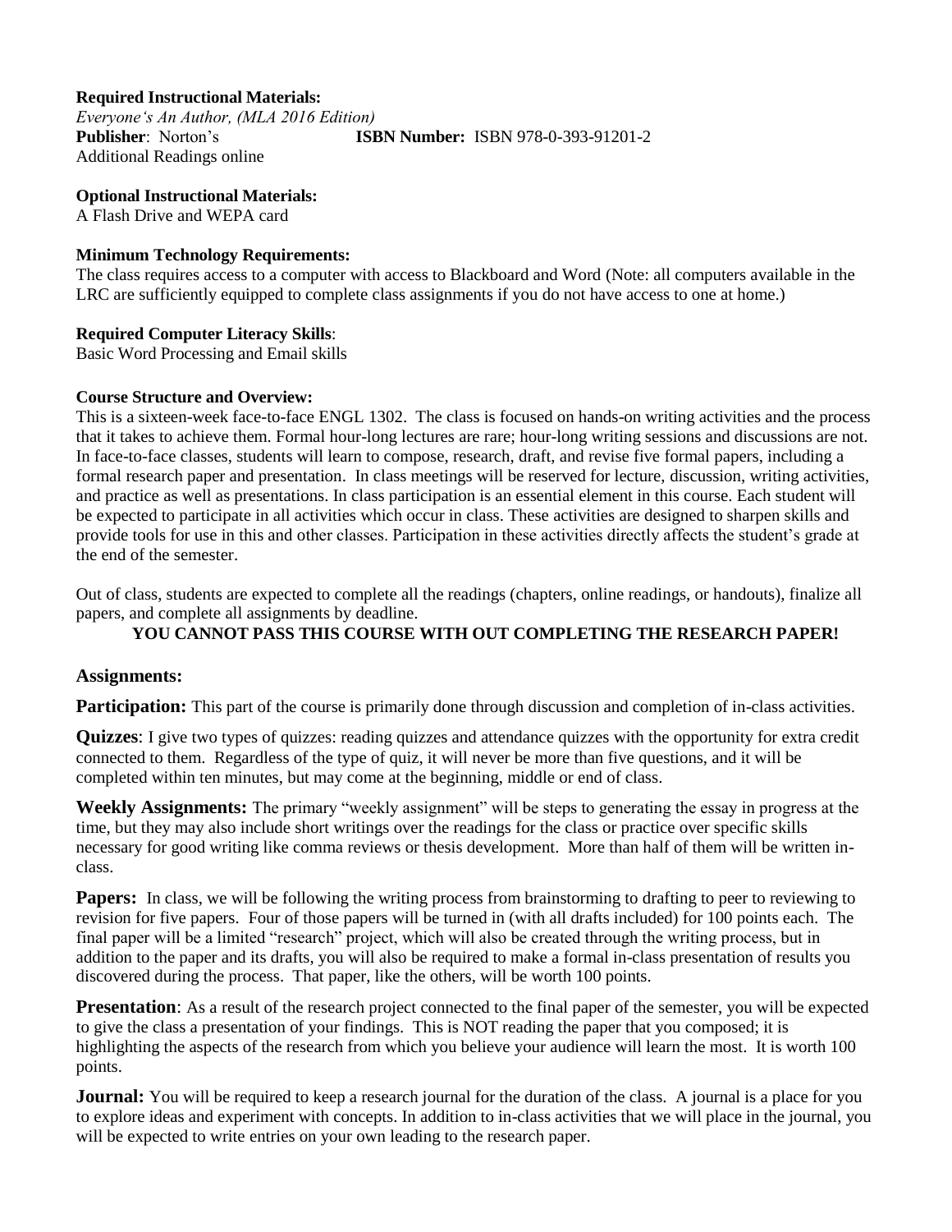**Required Instructional Materials:**
*Everyone's An Author, (MLA 2016 Edition)*
**Publisher**: Norton's **ISBN Number:** ISBN 978-0-393-91201-2
Additional Readings online

**Optional Instructional Materials:**
A Flash Drive and WEPA card

**Minimum Technology Requirements:**
The class requires access to a computer with access to Blackboard and Word (Note: all computers available in the LRC are sufficiently equipped to complete class assignments if you do not have access to one at home.)

**Required Computer Literacy Skills**:
Basic Word Processing and Email skills

**Course Structure and Overview:**
This is a sixteen-week face-to-face ENGL 1302. The class is focused on hands-on writing activities and the process that it takes to achieve them. Formal hour-long lectures are rare; hour-long writing sessions and discussions are not. In face-to-face classes, students will learn to compose, research, draft, and revise five formal papers, including a formal research paper and presentation. In class meetings will be reserved for lecture, discussion, writing activities, and practice as well as presentations. In class participation is an essential element in this course. Each student will be expected to participate in all activities which occur in class. These activities are designed to sharpen skills and provide tools for use in this and other classes. Participation in these activities directly affects the student's grade at the end of the semester.

Out of class, students are expected to complete all the readings (chapters, online readings, or handouts), finalize all papers, and complete all assignments by deadline.

**YOU CANNOT PASS THIS COURSE WITH OUT COMPLETING THE RESEARCH PAPER!**

## Assignments:

**Participation:** This part of the course is primarily done through discussion and completion of in-class activities.

**Quizzes**: I give two types of quizzes: reading quizzes and attendance quizzes with the opportunity for extra credit connected to them. Regardless of the type of quiz, it will never be more than five questions, and it will be completed within ten minutes, but may come at the beginning, middle or end of class.

**Weekly Assignments:** The primary "weekly assignment" will be steps to generating the essay in progress at the time, but they may also include short writings over the readings for the class or practice over specific skills necessary for good writing like comma reviews or thesis development. More than half of them will be written in-class.

**Papers:** In class, we will be following the writing process from brainstorming to drafting to peer to reviewing to revision for five papers. Four of those papers will be turned in (with all drafts included) for 100 points each. The final paper will be a limited "research" project, which will also be created through the writing process, but in addition to the paper and its drafts, you will also be required to make a formal in-class presentation of results you discovered during the process. That paper, like the others, will be worth 100 points.

**Presentation**: As a result of the research project connected to the final paper of the semester, you will be expected to give the class a presentation of your findings. This is NOT reading the paper that you composed; it is highlighting the aspects of the research from which you believe your audience will learn the most. It is worth 100 points.

**Journal:** You will be required to keep a research journal for the duration of the class. A journal is a place for you to explore ideas and experiment with concepts. In addition to in-class activities that we will place in the journal, you will be expected to write entries on your own leading to the research paper.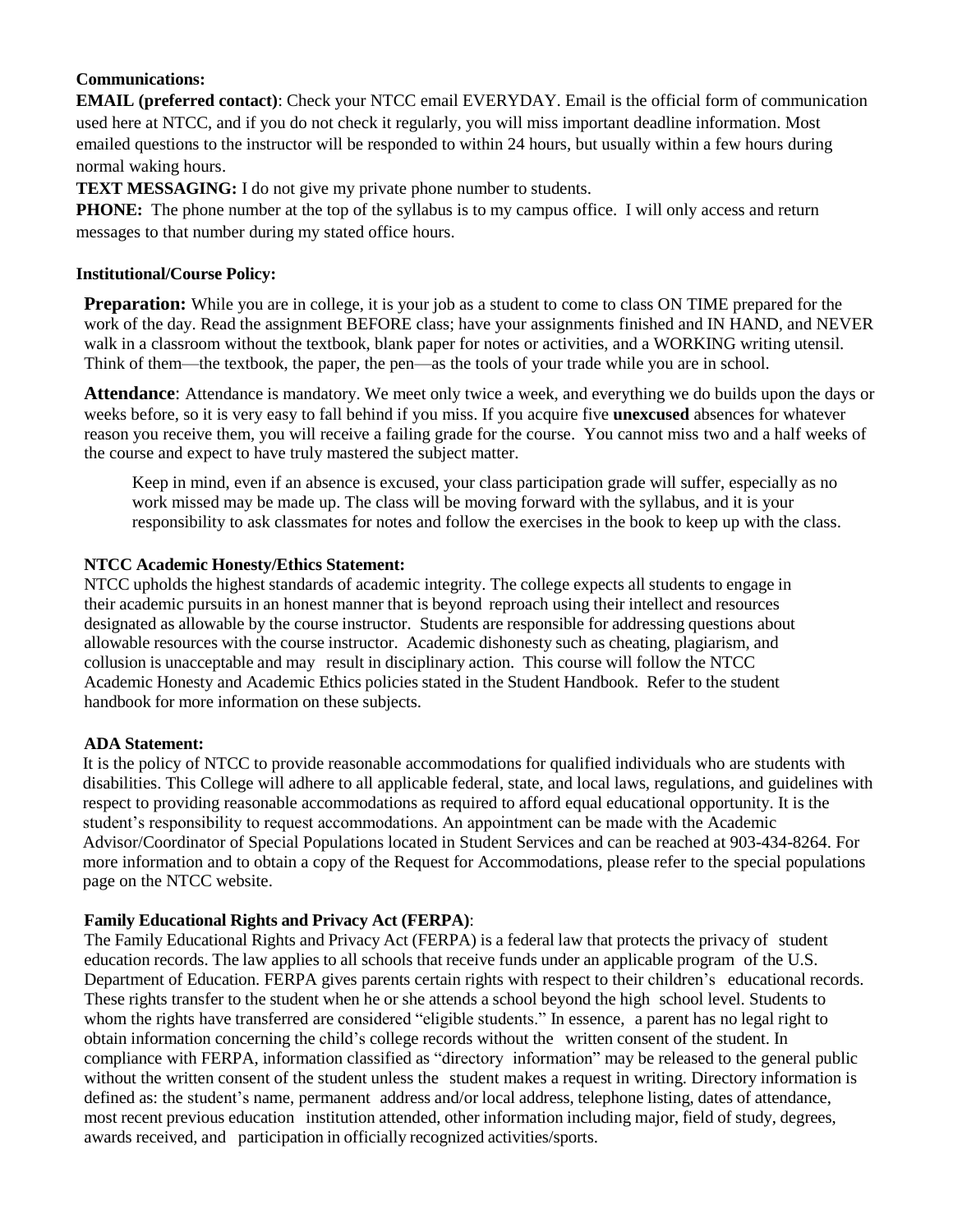**Communications:**

**EMAIL (preferred contact)**: Check your NTCC email EVERYDAY. Email is the official form of communication used here at NTCC, and if you do not check it regularly, you will miss important deadline information. Most emailed questions to the instructor will be responded to within 24 hours, but usually within a few hours during normal waking hours.

**TEXT MESSAGING:** I do not give my private phone number to students.

**PHONE:** The phone number at the top of the syllabus is to my campus office. I will only access and return messages to that number during my stated office hours.

**Institutional/Course Policy:**

**Preparation:** While you are in college, it is your job as a student to come to class ON TIME prepared for the work of the day. Read the assignment BEFORE class; have your assignments finished and IN HAND, and NEVER walk in a classroom without the textbook, blank paper for notes or activities, and a WORKING writing utensil. Think of them—the textbook, the paper, the pen—as the tools of your trade while you are in school.

**Attendance**: Attendance is mandatory. We meet only twice a week, and everything we do builds upon the days or weeks before, so it is very easy to fall behind if you miss. If you acquire five **unexcused** absences for whatever reason you receive them, you will receive a failing grade for the course. You cannot miss two and a half weeks of the course and expect to have truly mastered the subject matter.

Keep in mind, even if an absence is excused, your class participation grade will suffer, especially as no work missed may be made up. The class will be moving forward with the syllabus, and it is your responsibility to ask classmates for notes and follow the exercises in the book to keep up with the class.

**NTCC Academic Honesty/Ethics Statement:**

NTCC upholds the highest standards of academic integrity. The college expects all students to engage in their academic pursuits in an honest manner that is beyond reproach using their intellect and resources designated as allowable by the course instructor. Students are responsible for addressing questions about allowable resources with the course instructor. Academic dishonesty such as cheating, plagiarism, and collusion is unacceptable and may result in disciplinary action. This course will follow the NTCC Academic Honesty and Academic Ethics policies stated in the Student Handbook. Refer to the student handbook for more information on these subjects.

**ADA Statement:**

It is the policy of NTCC to provide reasonable accommodations for qualified individuals who are students with disabilities. This College will adhere to all applicable federal, state, and local laws, regulations, and guidelines with respect to providing reasonable accommodations as required to afford equal educational opportunity. It is the student's responsibility to request accommodations. An appointment can be made with the Academic Advisor/Coordinator of Special Populations located in Student Services and can be reached at 903-434-8264. For more information and to obtain a copy of the Request for Accommodations, please refer to the special populations page on the NTCC website.

**Family Educational Rights and Privacy Act (FERPA)**:

The Family Educational Rights and Privacy Act (FERPA) is a federal law that protects the privacy of student education records. The law applies to all schools that receive funds under an applicable program of the U.S. Department of Education. FERPA gives parents certain rights with respect to their children's educational records. These rights transfer to the student when he or she attends a school beyond the high school level. Students to whom the rights have transferred are considered "eligible students." In essence, a parent has no legal right to obtain information concerning the child's college records without the written consent of the student. In compliance with FERPA, information classified as "directory information" may be released to the general public without the written consent of the student unless the student makes a request in writing. Directory information is defined as: the student's name, permanent address and/or local address, telephone listing, dates of attendance, most recent previous education institution attended, other information including major, field of study, degrees, awards received, and participation in officially recognized activities/sports.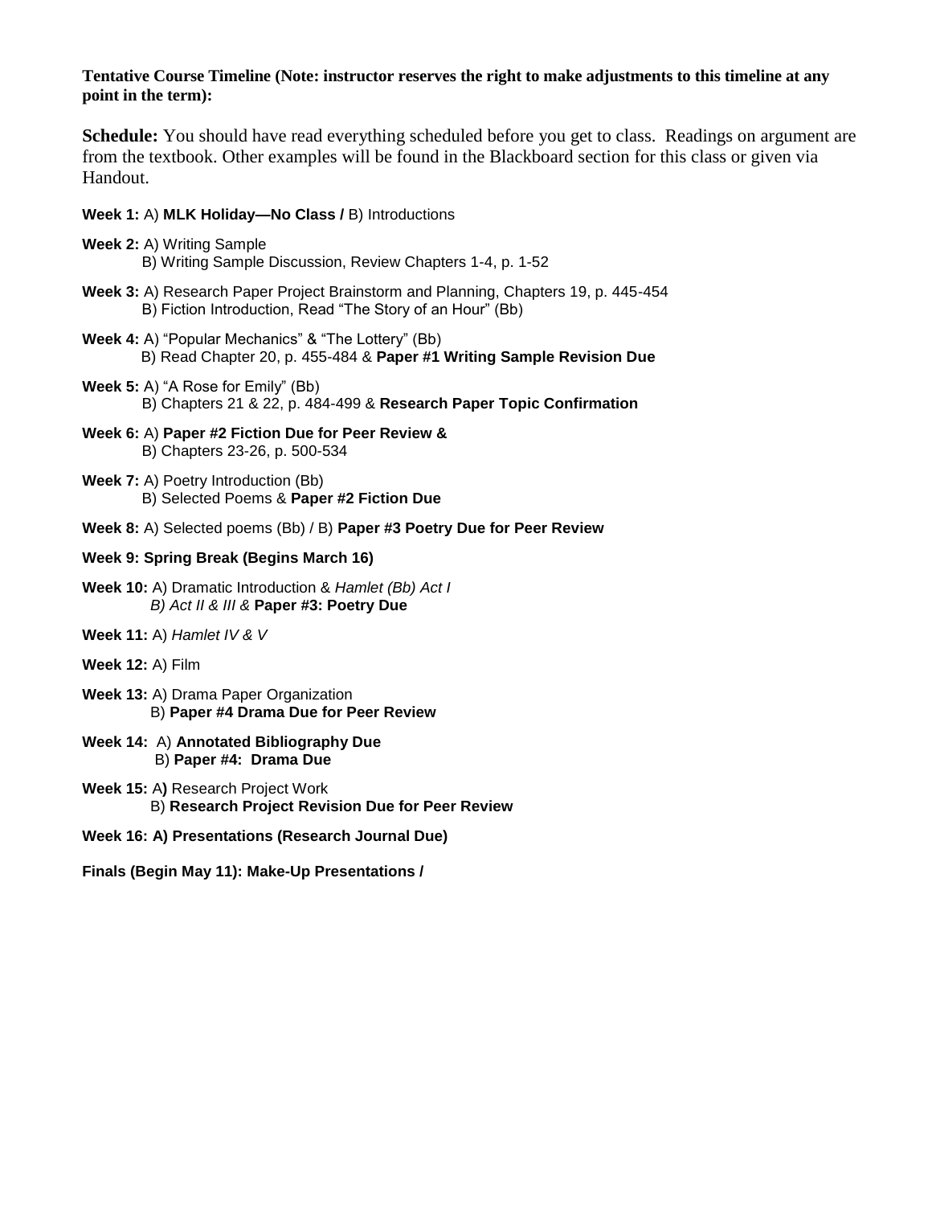**Tentative Course Timeline (Note: instructor reserves the right to make adjustments to this timeline at any point in the term):**

**Schedule:** You should have read everything scheduled before you get to class. Readings on argument are from the textbook. Other examples will be found in the Blackboard section for this class or given via Handout.

**Week 1:** A) **MLK Holiday—No Class /** B) Introductions

**Week 2:** A) Writing Sample
B) Writing Sample Discussion, Review Chapters 1-4, p. 1-52

**Week 3:** A) Research Paper Project Brainstorm and Planning, Chapters 19, p. 445-454
B) Fiction Introduction, Read "The Story of an Hour" (Bb)

**Week 4:** A) "Popular Mechanics" & "The Lottery" (Bb)
B) Read Chapter 20, p. 455-484 & **Paper #1 Writing Sample Revision Due**

**Week 5:** A) "A Rose for Emily" (Bb)
B) Chapters 21 & 22, p. 484-499 & **Research Paper Topic Confirmation**

**Week 6:** A) **Paper #2 Fiction Due for Peer Review &**
B) Chapters 23-26, p. 500-534

**Week 7:** A) Poetry Introduction (Bb)
B) Selected Poems & **Paper #2 Fiction Due**

**Week 8:** A) Selected poems (Bb) / B) **Paper #3 Poetry Due for Peer Review**

**Week 9: Spring Break (Begins March 16)**

**Week 10:** A) Dramatic Introduction & *Hamlet (Bb) Act I*
*B) Act II & III &* **Paper #3: Poetry Due**

**Week 11:** A) *Hamlet IV & V*

**Week 12:** A) Film

**Week 13:** A) Drama Paper Organization
B) **Paper #4 Drama Due for Peer Review**

**Week 14:** A) **Annotated Bibliography Due**
B) **Paper #4: Drama Due**

**Week 15:** A**)** Research Project Work
B) **Research Project Revision Due for Peer Review**

**Week 16: A) Presentations (Research Journal Due)**

**Finals (Begin May 11): Make-Up Presentations /**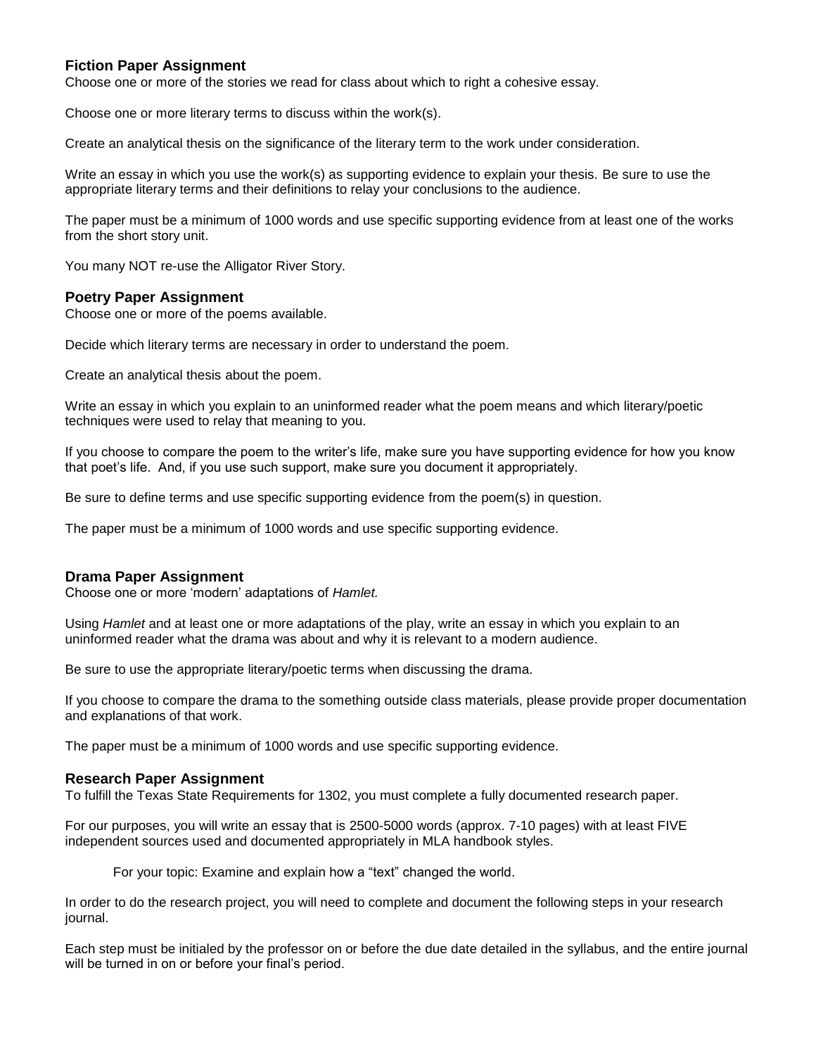### Fiction Paper Assignment

Choose one or more of the stories we read for class about which to right a cohesive essay.

Choose one or more literary terms to discuss within the work(s).

Create an analytical thesis on the significance of the literary term to the work under consideration.

Write an essay in which you use the work(s) as supporting evidence to explain your thesis. Be sure to use the appropriate literary terms and their definitions to relay your conclusions to the audience.

The paper must be a minimum of 1000 words and use specific supporting evidence from at least one of the works from the short story unit.

You many NOT re-use the Alligator River Story.

### Poetry Paper Assignment

Choose one or more of the poems available.

Decide which literary terms are necessary in order to understand the poem.

Create an analytical thesis about the poem.

Write an essay in which you explain to an uninformed reader what the poem means and which literary/poetic techniques were used to relay that meaning to you.

If you choose to compare the poem to the writer's life, make sure you have supporting evidence for how you know that poet's life. And, if you use such support, make sure you document it appropriately.

Be sure to define terms and use specific supporting evidence from the poem(s) in question.

The paper must be a minimum of 1000 words and use specific supporting evidence.

### Drama Paper Assignment

Choose one or more 'modern' adaptations of *Hamlet.*

Using *Hamlet* and at least one or more adaptations of the play, write an essay in which you explain to an uninformed reader what the drama was about and why it is relevant to a modern audience.

Be sure to use the appropriate literary/poetic terms when discussing the drama.

If you choose to compare the drama to the something outside class materials, please provide proper documentation and explanations of that work.

The paper must be a minimum of 1000 words and use specific supporting evidence.

### Research Paper Assignment

To fulfill the Texas State Requirements for 1302, you must complete a fully documented research paper.

For our purposes, you will write an essay that is 2500-5000 words (approx. 7-10 pages) with at least FIVE independent sources used and documented appropriately in MLA handbook styles.

> For your topic: Examine and explain how a "text" changed the world.

In order to do the research project, you will need to complete and document the following steps in your research journal.

Each step must be initialed by the professor on or before the due date detailed in the syllabus, and the entire journal will be turned in on or before your final's period.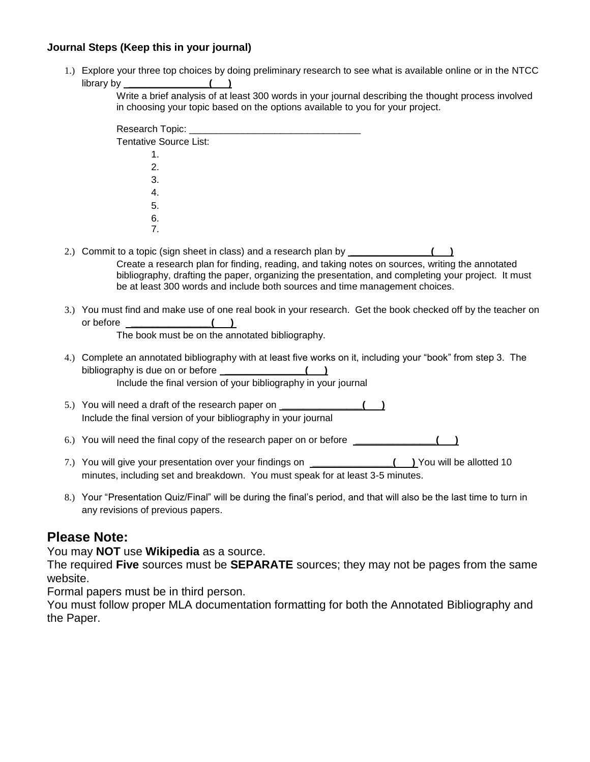**Journal Steps (Keep this in your journal)**

1.) Explore your three top choices by doing preliminary research to see what is available online or in the NTCC library by ________________**(   )**

Write a brief analysis of at least 300 words in your journal describing the thought process involved in choosing your topic based on the options available to you for your project.

Research Topic: _________________________________

Tentative Source List:

1.
2.
3.
4.
5.
6.
7.

2.) Commit to a topic (sign sheet in class) and a research plan by ________________**(   )**

Create a research plan for finding, reading, and taking notes on sources, writing the annotated bibliography, drafting the paper, organizing the presentation, and completing your project. It must be at least 300 words and include both sources and time management choices.

3.) You must find and make use of one real book in your research. Get the book checked off by the teacher on or before ________________**(   )**

The book must be on the annotated bibliography.

4.) Complete an annotated bibliography with at least five works on it, including your "book" from step 3. The bibliography is due on or before ________________**(   )**

Include the final version of your bibliography in your journal

5.) You will need a draft of the research paper on ________________**(   )**
Include the final version of your bibliography in your journal

6.) You will need the final copy of the research paper on or before ________________**(   )**

7.) You will give your presentation over your findings on ________________**(   )** You will be allotted 10 minutes, including set and breakdown. You must speak for at least 3-5 minutes.

8.) Your "Presentation Quiz/Final" will be during the final's period, and that will also be the last time to turn in any revisions of previous papers.

## Please Note:

You may **NOT** use **Wikipedia** as a source.

The required **Five** sources must be **SEPARATE** sources; they may not be pages from the same website.

Formal papers must be in third person.

You must follow proper MLA documentation formatting for both the Annotated Bibliography and the Paper.